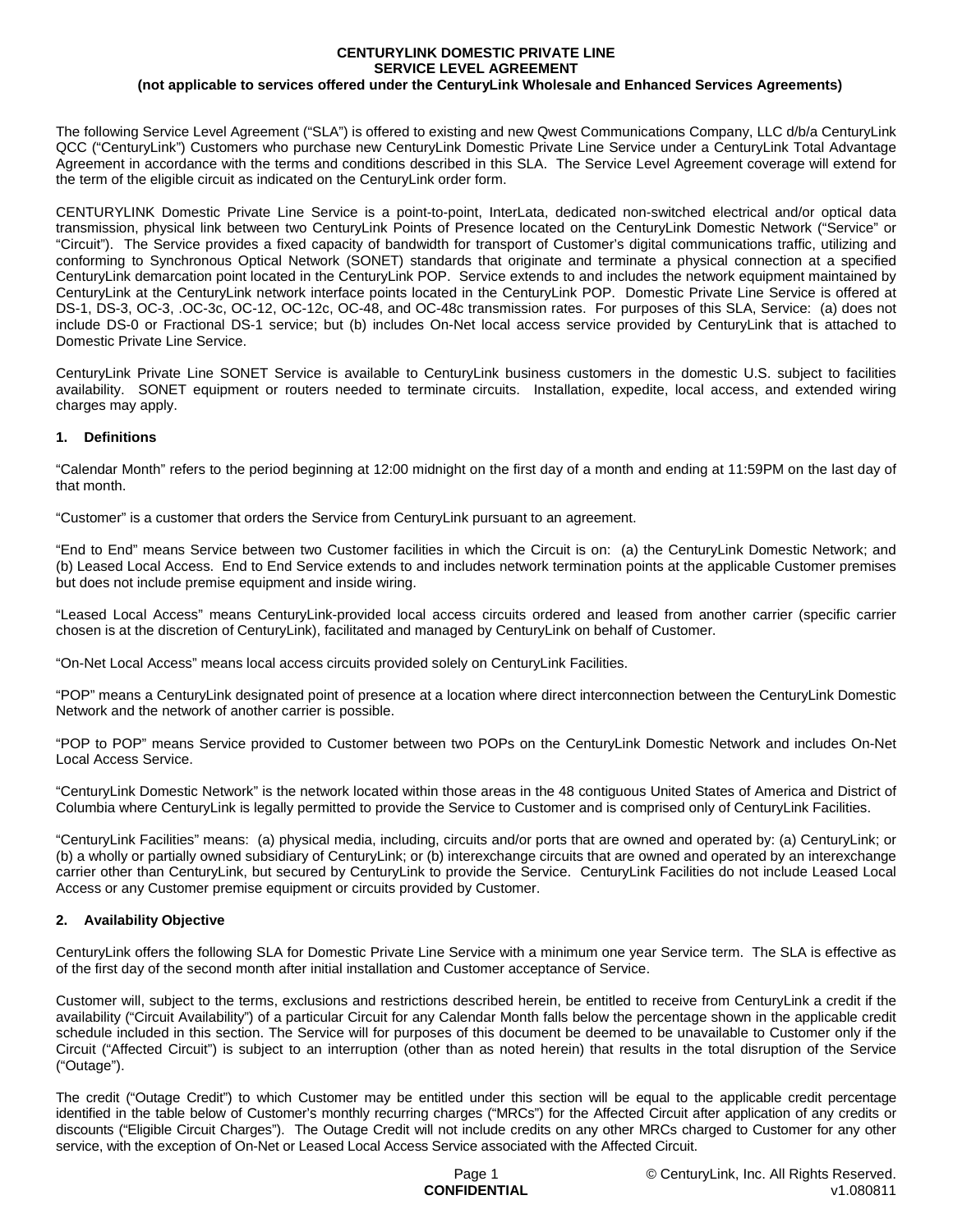# CENTURYLINK DOMESTIC PRIVATE LINE SERVICE LEVEL AGREEMENT

**(not applicable to services offered under the CenturyLink Wholesale and Enhanced Services Agreements)**

The following Service Level Agreement ("SLA") is offered to existing and new Qwest Communications Company, LLC d/b/a CenturyLink QCC ("CenturyLink") Customers who purchase new CenturyLink Domestic Private Line Service under a CenturyLink Total Advantage Agreement in accordance with the terms and conditions described in this SLA. The Service Level Agreement coverage will extend for the term of the eligible circuit as indicated on the CenturyLink order form.

CENTURYLINK Domestic Private Line Service is a point-to-point, InterLata, dedicated non-switched electrical and/or optical data transmission, physical link between two CenturyLink Points of Presence located on the CenturyLink Domestic Network ("Service" or "Circuit"). The Service provides a fixed capacity of bandwidth for transport of Customer's digital communications traffic, utilizing and conforming to Synchronous Optical Network (SONET) standards that originate and terminate a physical connection at a specified CenturyLink demarcation point located in the CenturyLink POP. Service extends to and includes the network equipment maintained by CenturyLink at the CenturyLink network interface points located in the CenturyLink POP. Domestic Private Line Service is offered at DS-1, DS-3, OC-3, .OC-3c, OC-12, OC-12c, OC-48, and OC-48c transmission rates. For purposes of this SLA, Service: (a) does not include DS-0 or Fractional DS-1 service; but (b) includes On-Net local access service provided by CenturyLink that is attached to Domestic Private Line Service.

CenturyLink Private Line SONET Service is available to CenturyLink business customers in the domestic U.S. subject to facilities availability. SONET equipment or routers needed to terminate circuits. Installation, expedite, local access, and extended wiring charges may apply.

## 1. Definitions

"Calendar Month" refers to the period beginning at 12:00 midnight on the first day of a month and ending at 11:59PM on the last day of that month.

"Customer" is a customer that orders the Service from CenturyLink pursuant to an agreement.

"End to End" means Service between two Customer facilities in which the Circuit is on: (a) the CenturyLink Domestic Network; and (b) Leased Local Access. End to End Service extends to and includes network termination points at the applicable Customer premises but does not include premise equipment and inside wiring.

"Leased Local Access" means CenturyLink-provided local access circuits ordered and leased from another carrier (specific carrier chosen is at the discretion of CenturyLink), facilitated and managed by CenturyLink on behalf of Customer.

"On-Net Local Access" means local access circuits provided solely on CenturyLink Facilities.

"POP" means a CenturyLink designated point of presence at a location where direct interconnection between the CenturyLink Domestic Network and the network of another carrier is possible.

"POP to POP" means Service provided to Customer between two POPs on the CenturyLink Domestic Network and includes On-Net Local Access Service.

"CenturyLink Domestic Network" is the network located within those areas in the 48 contiguous United States of America and District of Columbia where CenturyLink is legally permitted to provide the Service to Customer and is comprised only of CenturyLink Facilities.

"CenturyLink Facilities" means: (a) physical media, including, circuits and/or ports that are owned and operated by: (a) CenturyLink; or (b) a wholly or partially owned subsidiary of CenturyLink; or (b) interexchange circuits that are owned and operated by an interexchange carrier other than CenturyLink, but secured by CenturyLink to provide the Service. CenturyLink Facilities do not include Leased Local Access or any Customer premise equipment or circuits provided by Customer.

## 2. Availability Objective

CenturyLink offers the following SLA for Domestic Private Line Service with a minimum one year Service term. The SLA is effective as of the first day of the second month after initial installation and Customer acceptance of Service.

Customer will, subject to the terms, exclusions and restrictions described herein, be entitled to receive from CenturyLink a credit if the availability ("Circuit Availability") of a particular Circuit for any Calendar Month falls below the percentage shown in the applicable credit schedule included in this section. The Service will for purposes of this document be deemed to be unavailable to Customer only if the Circuit ("Affected Circuit") is subject to an interruption (other than as noted herein) that results in the total disruption of the Service ("Outage").

The credit ("Outage Credit") to which Customer may be entitled under this section will be equal to the applicable credit percentage identified in the table below of Customer's monthly recurring charges ("MRCs") for the Affected Circuit after application of any credits or discounts ("Eligible Circuit Charges"). The Outage Credit will not include credits on any other MRCs charged to Customer for any other service, with the exception of On-Net or Leased Local Access Service associated with the Affected Circuit.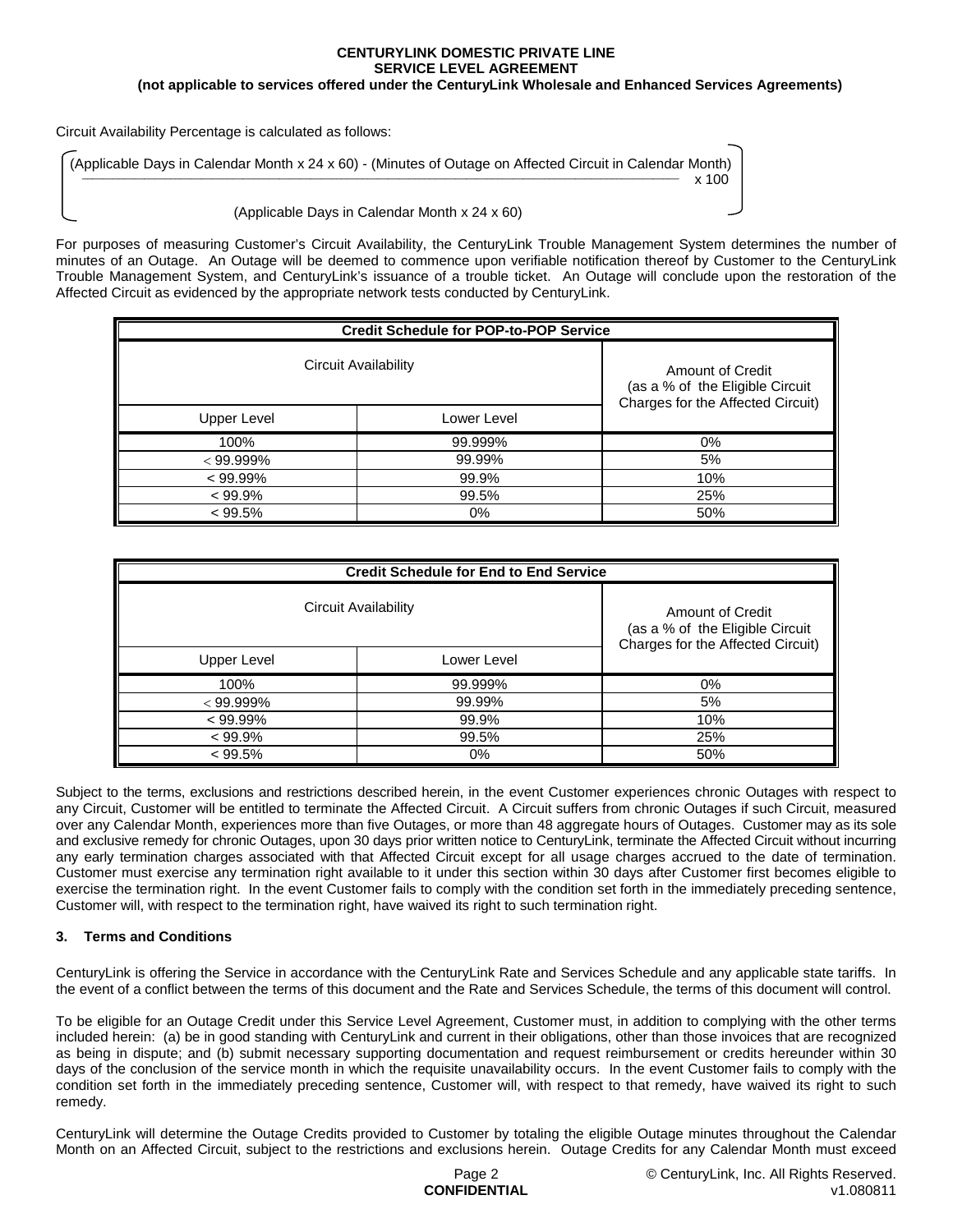Circuit Availability Percentage is calculated as follows:

$$\left( \frac{(\text{Applicable Days in Calendar Month} \times 24 \times 60) - (\text{Minutes of Outage on Affected Circuit in Calendar Month})}{(\text{Applicable Days in Calendar Month} \times 24 \times 60)} \times 100 \right)$$

For purposes of measuring Customer's Circuit Availability, the CenturyLink Trouble Management System determines the number of minutes of an Outage. An Outage will be deemed to commence upon verifiable notification thereof by Customer to the CenturyLink Trouble Management System, and CenturyLink's issuance of a trouble ticket. An Outage will conclude upon the restoration of the Affected Circuit as evidenced by the appropriate network tests conducted by CenturyLink.

| Credit Schedule for POP-to-POP Service | | |
|---|---|---|
| Circuit Availability | | Amount of Credit (as a % of the Eligible Circuit Charges for the Affected Circuit) |
| Upper Level | Lower Level | |
| 100% | 99.999% | 0% |
| < 99.999% | 99.99% | 5% |
| < 99.99% | 99.9% | 10% |
| < 99.9% | 99.5% | 25% |
| < 99.5% | 0% | 50% |

| Credit Schedule for End to End Service | | |
|---|---|---|
| Circuit Availability | | Amount of Credit (as a % of the Eligible Circuit Charges for the Affected Circuit) |
| Upper Level | Lower Level | |
| 100% | 99.999% | 0% |
| < 99.999% | 99.99% | 5% |
| < 99.99% | 99.9% | 10% |
| < 99.9% | 99.5% | 25% |
| < 99.5% | 0% | 50% |

Subject to the terms, exclusions and restrictions described herein, in the event Customer experiences chronic Outages with respect to any Circuit, Customer will be entitled to terminate the Affected Circuit. A Circuit suffers from chronic Outages if such Circuit, measured over any Calendar Month, experiences more than five Outages, or more than 48 aggregate hours of Outages. Customer may as its sole and exclusive remedy for chronic Outages, upon 30 days prior written notice to CenturyLink, terminate the Affected Circuit without incurring any early termination charges associated with that Affected Circuit except for all usage charges accrued to the date of termination. Customer must exercise any termination right available to it under this section within 30 days after Customer first becomes eligible to exercise the termination right. In the event Customer fails to comply with the condition set forth in the immediately preceding sentence, Customer will, with respect to the termination right, have waived its right to such termination right.

### 3. Terms and Conditions

CenturyLink is offering the Service in accordance with the CenturyLink Rate and Services Schedule and any applicable state tariffs. In the event of a conflict between the terms of this document and the Rate and Services Schedule, the terms of this document will control.

To be eligible for an Outage Credit under this Service Level Agreement, Customer must, in addition to complying with the other terms included herein: (a) be in good standing with CenturyLink and current in their obligations, other than those invoices that are recognized as being in dispute; and (b) submit necessary supporting documentation and request reimbursement or credits hereunder within 30 days of the conclusion of the service month in which the requisite unavailability occurs. In the event Customer fails to comply with the condition set forth in the immediately preceding sentence, Customer will, with respect to that remedy, have waived its right to such remedy.

CenturyLink will determine the Outage Credits provided to Customer by totaling the eligible Outage minutes throughout the Calendar Month on an Affected Circuit, subject to the restrictions and exclusions herein. Outage Credits for any Calendar Month must exceed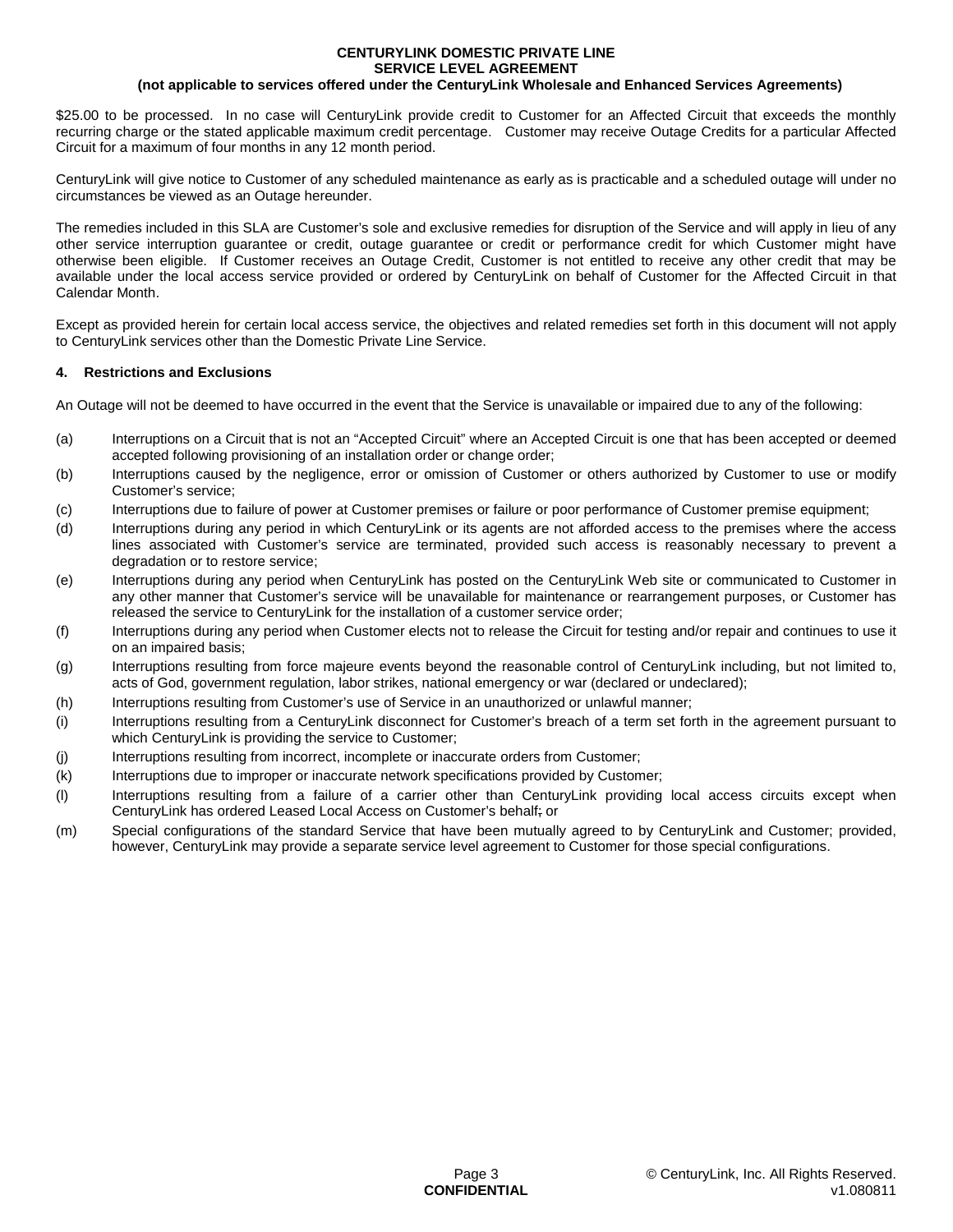$25.00 to be processed. In no case will CenturyLink provide credit to Customer for an Affected Circuit that exceeds the monthly recurring charge or the stated applicable maximum credit percentage. Customer may receive Outage Credits for a particular Affected Circuit for a maximum of four months in any 12 month period.

CenturyLink will give notice to Customer of any scheduled maintenance as early as is practicable and a scheduled outage will under no circumstances be viewed as an Outage hereunder.

The remedies included in this SLA are Customer's sole and exclusive remedies for disruption of the Service and will apply in lieu of any other service interruption guarantee or credit, outage guarantee or credit or performance credit for which Customer might have otherwise been eligible. If Customer receives an Outage Credit, Customer is not entitled to receive any other credit that may be available under the local access service provided or ordered by CenturyLink on behalf of Customer for the Affected Circuit in that Calendar Month.

Except as provided herein for certain local access service, the objectives and related remedies set forth in this document will not apply to CenturyLink services other than the Domestic Private Line Service.

#### 4. Restrictions and Exclusions

An Outage will not be deemed to have occurred in the event that the Service is unavailable or impaired due to any of the following:

(a) Interruptions on a Circuit that is not an "Accepted Circuit" where an Accepted Circuit is one that has been accepted or deemed accepted following provisioning of an installation order or change order;

(b) Interruptions caused by the negligence, error or omission of Customer or others authorized by Customer to use or modify Customer's service;

(c) Interruptions due to failure of power at Customer premises or failure or poor performance of Customer premise equipment;

(d) Interruptions during any period in which CenturyLink or its agents are not afforded access to the premises where the access lines associated with Customer's service are terminated, provided such access is reasonably necessary to prevent a degradation or to restore service;

(e) Interruptions during any period when CenturyLink has posted on the CenturyLink Web site or communicated to Customer in any other manner that Customer's service will be unavailable for maintenance or rearrangement purposes, or Customer has released the service to CenturyLink for the installation of a customer service order;

(f) Interruptions during any period when Customer elects not to release the Circuit for testing and/or repair and continues to use it on an impaired basis;

(g) Interruptions resulting from force majeure events beyond the reasonable control of CenturyLink including, but not limited to, acts of God, government regulation, labor strikes, national emergency or war (declared or undeclared);

(h) Interruptions resulting from Customer's use of Service in an unauthorized or unlawful manner;

(i) Interruptions resulting from a CenturyLink disconnect for Customer's breach of a term set forth in the agreement pursuant to which CenturyLink is providing the service to Customer;

(j) Interruptions resulting from incorrect, incomplete or inaccurate orders from Customer;

(k) Interruptions due to improper or inaccurate network specifications provided by Customer;

(l) Interruptions resulting from a failure of a carrier other than CenturyLink providing local access circuits except when CenturyLink has ordered Leased Local Access on Customer's behalf; or

(m) Special configurations of the standard Service that have been mutually agreed to by CenturyLink and Customer; provided, however, CenturyLink may provide a separate service level agreement to Customer for those special configurations.